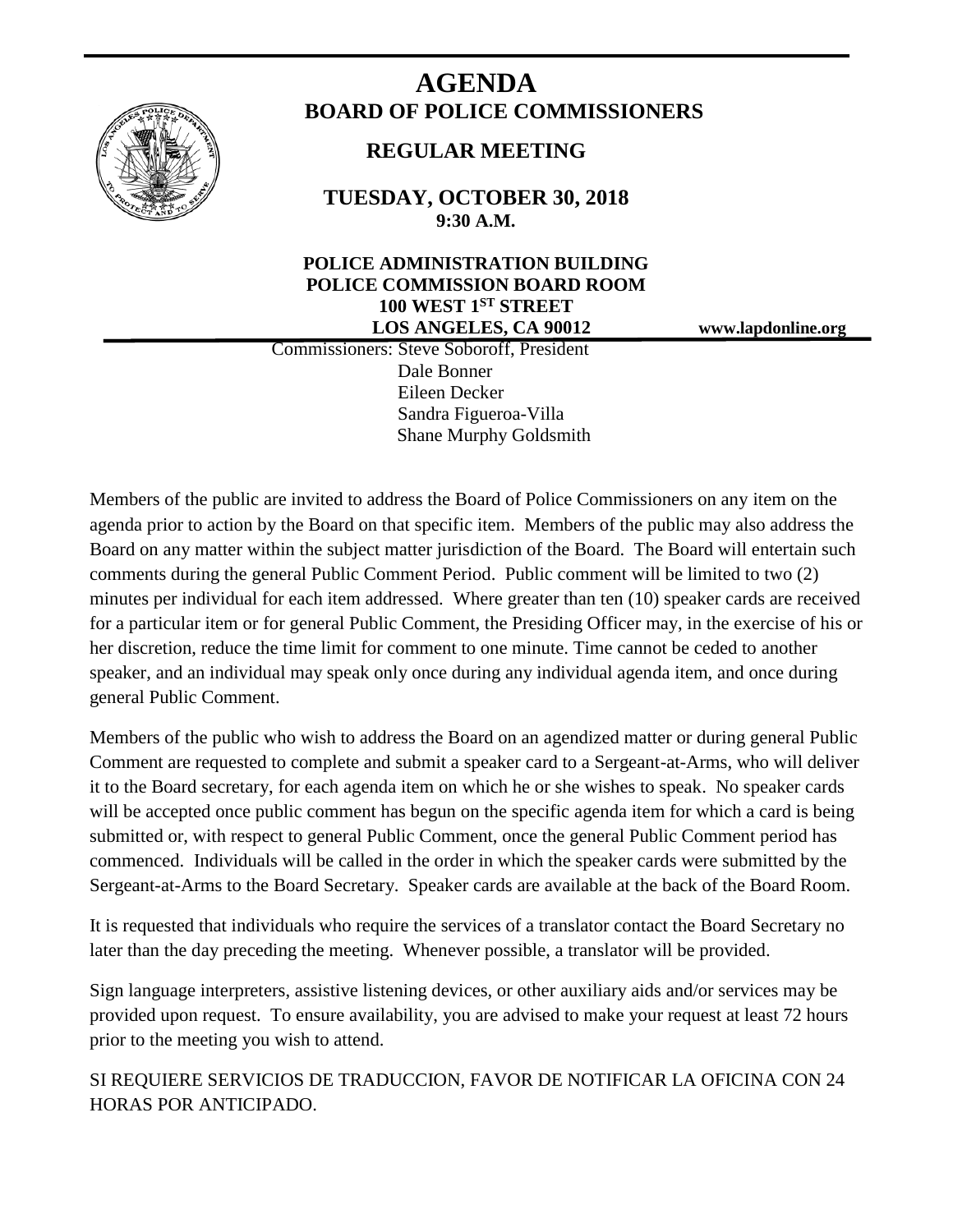# AGENDA

## BOARD OF POLICE COMMISSIONERS

### REGULAR MEETING

**TUESDAY, OCTOBER 30, 2018**
**9:30 A.M.**

**POLICE ADMINISTRATION BUILDING**
**POLICE COMMISSION BOARD ROOM**
**100 WEST 1ST STREET**
**LOS ANGELES, CA 90012**

**www.lapdonline.org**

Commissioners: Steve Soboroff, President
Dale Bonner
Eileen Decker
Sandra Figueroa-Villa
Shane Murphy Goldsmith

Members of the public are invited to address the Board of Police Commissioners on any item on the agenda prior to action by the Board on that specific item. Members of the public may also address the Board on any matter within the subject matter jurisdiction of the Board. The Board will entertain such comments during the general Public Comment Period. Public comment will be limited to two (2) minutes per individual for each item addressed. Where greater than ten (10) speaker cards are received for a particular item or for general Public Comment, the Presiding Officer may, in the exercise of his or her discretion, reduce the time limit for comment to one minute. Time cannot be ceded to another speaker, and an individual may speak only once during any individual agenda item, and once during general Public Comment.

Members of the public who wish to address the Board on an agendized matter or during general Public Comment are requested to complete and submit a speaker card to a Sergeant-at-Arms, who will deliver it to the Board secretary, for each agenda item on which he or she wishes to speak. No speaker cards will be accepted once public comment has begun on the specific agenda item for which a card is being submitted or, with respect to general Public Comment, once the general Public Comment period has commenced. Individuals will be called in the order in which the speaker cards were submitted by the Sergeant-at-Arms to the Board Secretary. Speaker cards are available at the back of the Board Room.

It is requested that individuals who require the services of a translator contact the Board Secretary no later than the day preceding the meeting. Whenever possible, a translator will be provided.

Sign language interpreters, assistive listening devices, or other auxiliary aids and/or services may be provided upon request. To ensure availability, you are advised to make your request at least 72 hours prior to the meeting you wish to attend.

SI REQUIERE SERVICIOS DE TRADUCCION, FAVOR DE NOTIFICAR LA OFICINA CON 24 HORAS POR ANTICIPADO.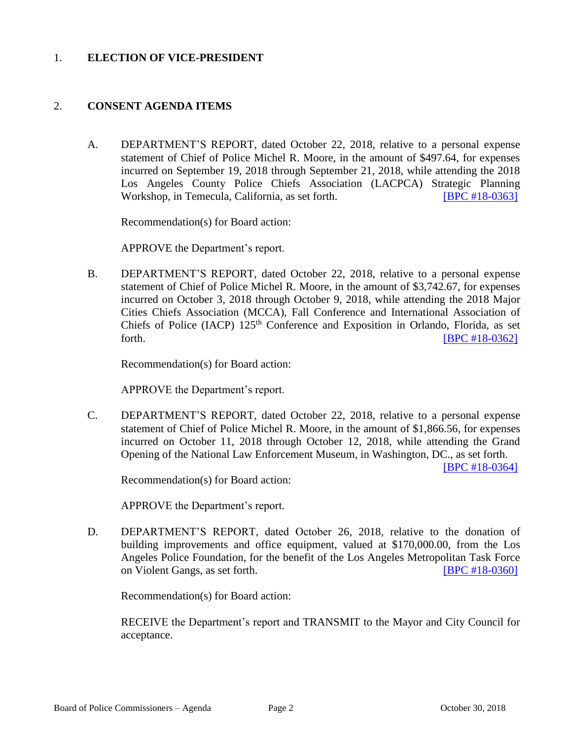1. **ELECTION OF VICE-PRESIDENT**

2. **CONSENT AGENDA ITEMS**

   A. DEPARTMENT'S REPORT, dated October 22, 2018, relative to a personal expense statement of Chief of Police Michel R. Moore, in the amount of $497.64, for expenses incurred on September 19, 2018 through September 21, 2018, while attending the 2018 Los Angeles County Police Chiefs Association (LACPCA) Strategic Planning Workshop, in Temecula, California, as set forth. [BPC #18-0363]

   Recommendation(s) for Board action:

   APPROVE the Department's report.

   B. DEPARTMENT'S REPORT, dated October 22, 2018, relative to a personal expense statement of Chief of Police Michel R. Moore, in the amount of $3,742.67, for expenses incurred on October 3, 2018 through October 9, 2018, while attending the 2018 Major Cities Chiefs Association (MCCA), Fall Conference and International Association of Chiefs of Police (IACP) 125th Conference and Exposition in Orlando, Florida, as set forth. [BPC #18-0362]

   Recommendation(s) for Board action:

   APPROVE the Department's report.

   C. DEPARTMENT'S REPORT, dated October 22, 2018, relative to a personal expense statement of Chief of Police Michel R. Moore, in the amount of $1,866.56, for expenses incurred on October 11, 2018 through October 12, 2018, while attending the Grand Opening of the National Law Enforcement Museum, in Washington, DC., as set forth. [BPC #18-0364]

   Recommendation(s) for Board action:

   APPROVE the Department's report.

   D. DEPARTMENT'S REPORT, dated October 26, 2018, relative to the donation of building improvements and office equipment, valued at $170,000.00, from the Los Angeles Police Foundation, for the benefit of the Los Angeles Metropolitan Task Force on Violent Gangs, as set forth. [BPC #18-0360]

   Recommendation(s) for Board action:

   RECEIVE the Department's report and TRANSMIT to the Mayor and City Council for acceptance.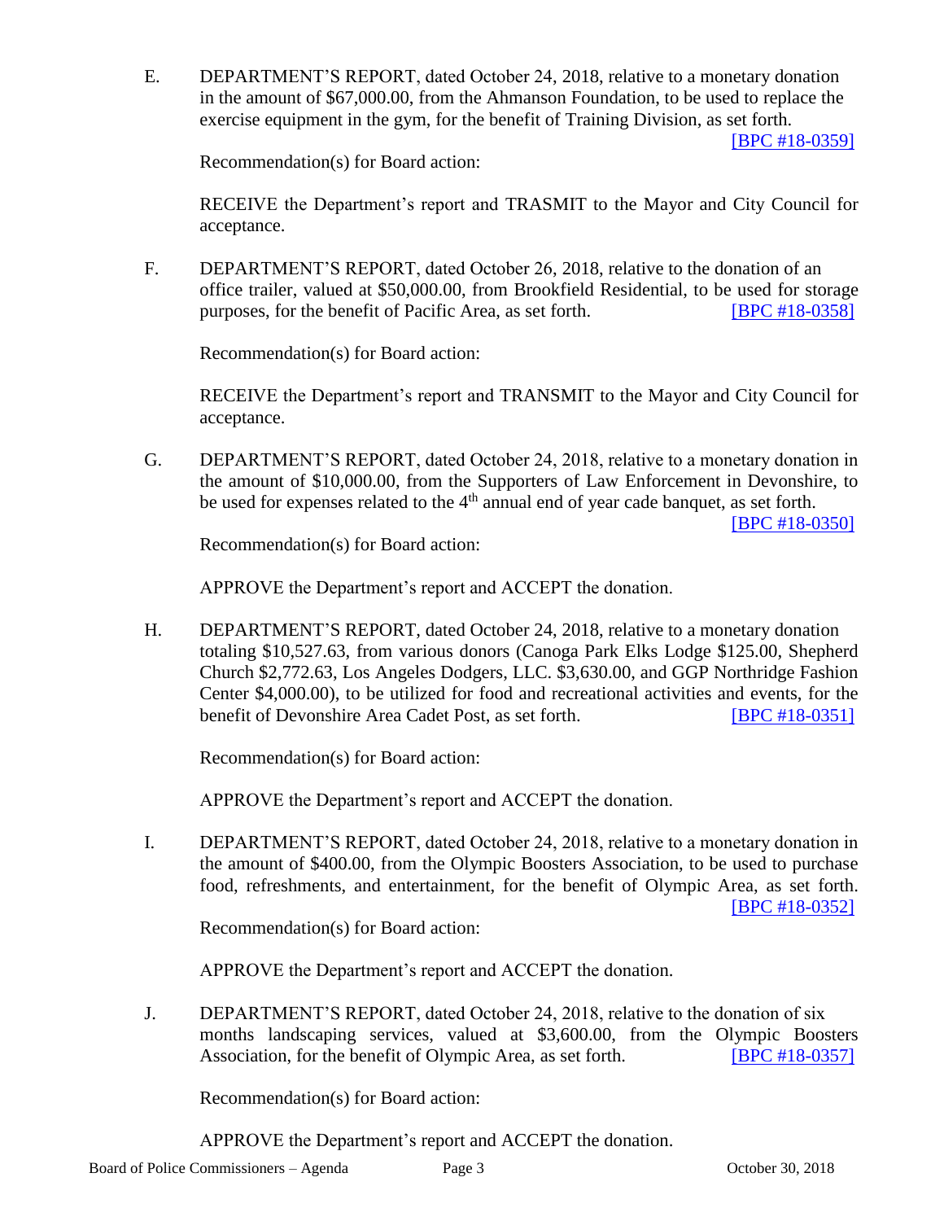E. DEPARTMENT'S REPORT, dated October 24, 2018, relative to a monetary donation in the amount of $67,000.00, from the Ahmanson Foundation, to be used to replace the exercise equipment in the gym, for the benefit of Training Division, as set forth. [BPC #18-0359]

Recommendation(s) for Board action:

RECEIVE the Department's report and TRASMIT to the Mayor and City Council for acceptance.

F. DEPARTMENT'S REPORT, dated October 26, 2018, relative to the donation of an office trailer, valued at $50,000.00, from Brookfield Residential, to be used for storage purposes, for the benefit of Pacific Area, as set forth. [BPC #18-0358]

Recommendation(s) for Board action:

RECEIVE the Department's report and TRANSMIT to the Mayor and City Council for acceptance.

G. DEPARTMENT'S REPORT, dated October 24, 2018, relative to a monetary donation in the amount of $10,000.00, from the Supporters of Law Enforcement in Devonshire, to be used for expenses related to the 4th annual end of year cade banquet, as set forth. [BPC #18-0350]

Recommendation(s) for Board action:

APPROVE the Department's report and ACCEPT the donation.

H. DEPARTMENT'S REPORT, dated October 24, 2018, relative to a monetary donation totaling $10,527.63, from various donors (Canoga Park Elks Lodge $125.00, Shepherd Church $2,772.63, Los Angeles Dodgers, LLC. $3,630.00, and GGP Northridge Fashion Center $4,000.00), to be utilized for food and recreational activities and events, for the benefit of Devonshire Area Cadet Post, as set forth. [BPC #18-0351]

Recommendation(s) for Board action:

APPROVE the Department's report and ACCEPT the donation.

I. DEPARTMENT'S REPORT, dated October 24, 2018, relative to a monetary donation in the amount of $400.00, from the Olympic Boosters Association, to be used to purchase food, refreshments, and entertainment, for the benefit of Olympic Area, as set forth. [BPC #18-0352]

Recommendation(s) for Board action:

APPROVE the Department's report and ACCEPT the donation.

J. DEPARTMENT'S REPORT, dated October 24, 2018, relative to the donation of six months landscaping services, valued at $3,600.00, from the Olympic Boosters Association, for the benefit of Olympic Area, as set forth. [BPC #18-0357]

Recommendation(s) for Board action:

APPROVE the Department's report and ACCEPT the donation.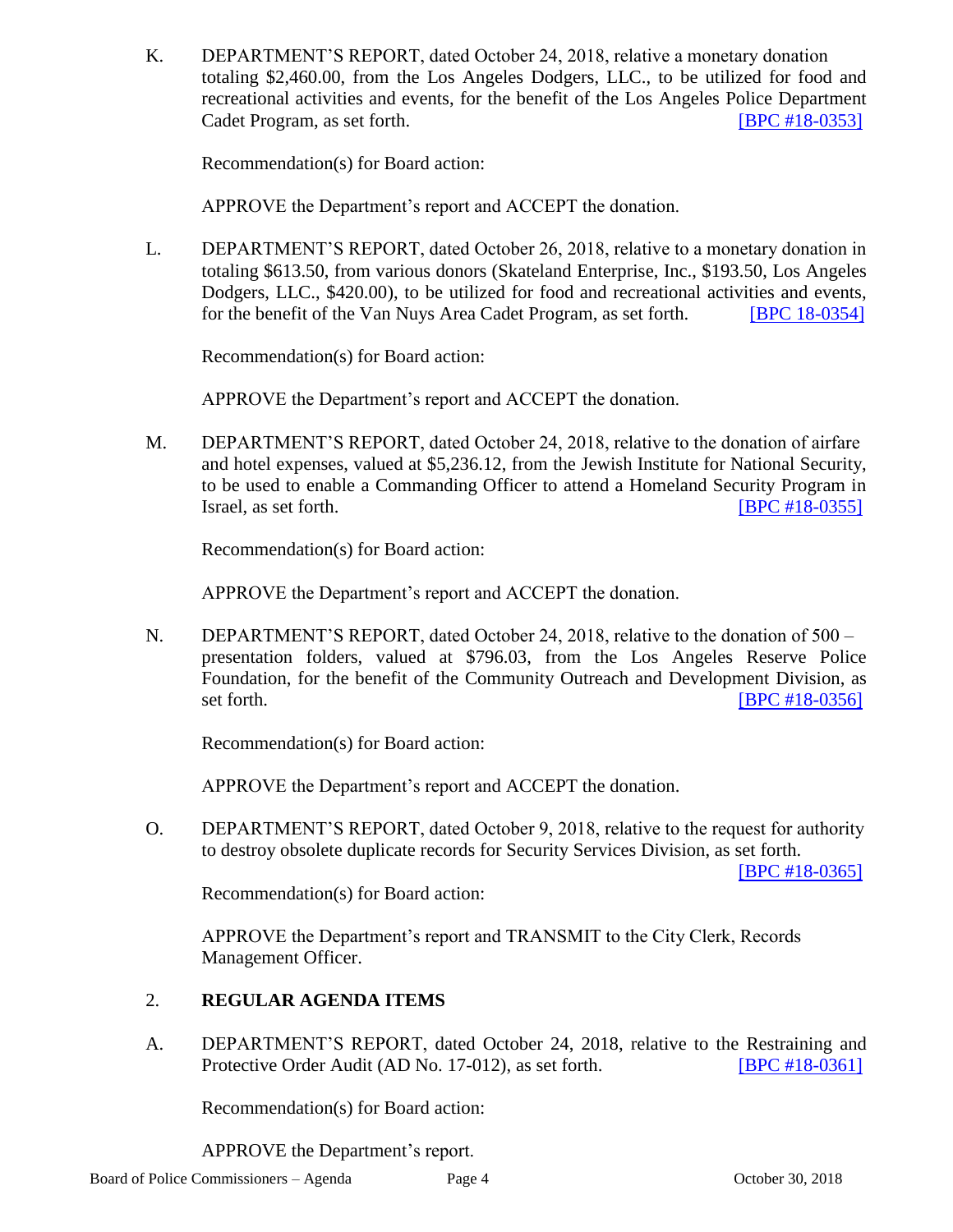K. DEPARTMENT'S REPORT, dated October 24, 2018, relative a monetary donation totaling $2,460.00, from the Los Angeles Dodgers, LLC., to be utilized for food and recreational activities and events, for the benefit of the Los Angeles Police Department Cadet Program, as set forth. [BPC #18-0353]

Recommendation(s) for Board action:

APPROVE the Department's report and ACCEPT the donation.

L. DEPARTMENT'S REPORT, dated October 26, 2018, relative to a monetary donation in totaling $613.50, from various donors (Skateland Enterprise, Inc., $193.50, Los Angeles Dodgers, LLC., $420.00), to be utilized for food and recreational activities and events, for the benefit of the Van Nuys Area Cadet Program, as set forth. [BPC 18-0354]

Recommendation(s) for Board action:

APPROVE the Department's report and ACCEPT the donation.

M. DEPARTMENT'S REPORT, dated October 24, 2018, relative to the donation of airfare and hotel expenses, valued at $5,236.12, from the Jewish Institute for National Security, to be used to enable a Commanding Officer to attend a Homeland Security Program in Israel, as set forth. [BPC #18-0355]

Recommendation(s) for Board action:

APPROVE the Department's report and ACCEPT the donation.

N. DEPARTMENT'S REPORT, dated October 24, 2018, relative to the donation of 500 – presentation folders, valued at $796.03, from the Los Angeles Reserve Police Foundation, for the benefit of the Community Outreach and Development Division, as set forth. [BPC #18-0356]

Recommendation(s) for Board action:

APPROVE the Department's report and ACCEPT the donation.

O. DEPARTMENT'S REPORT, dated October 9, 2018, relative to the request for authority to destroy obsolete duplicate records for Security Services Division, as set forth. [BPC #18-0365]

Recommendation(s) for Board action:

APPROVE the Department's report and TRANSMIT to the City Clerk, Records Management Officer.

## 2. REGULAR AGENDA ITEMS

A. DEPARTMENT'S REPORT, dated October 24, 2018, relative to the Restraining and Protective Order Audit (AD No. 17-012), as set forth. [BPC #18-0361]

Recommendation(s) for Board action:

APPROVE the Department's report.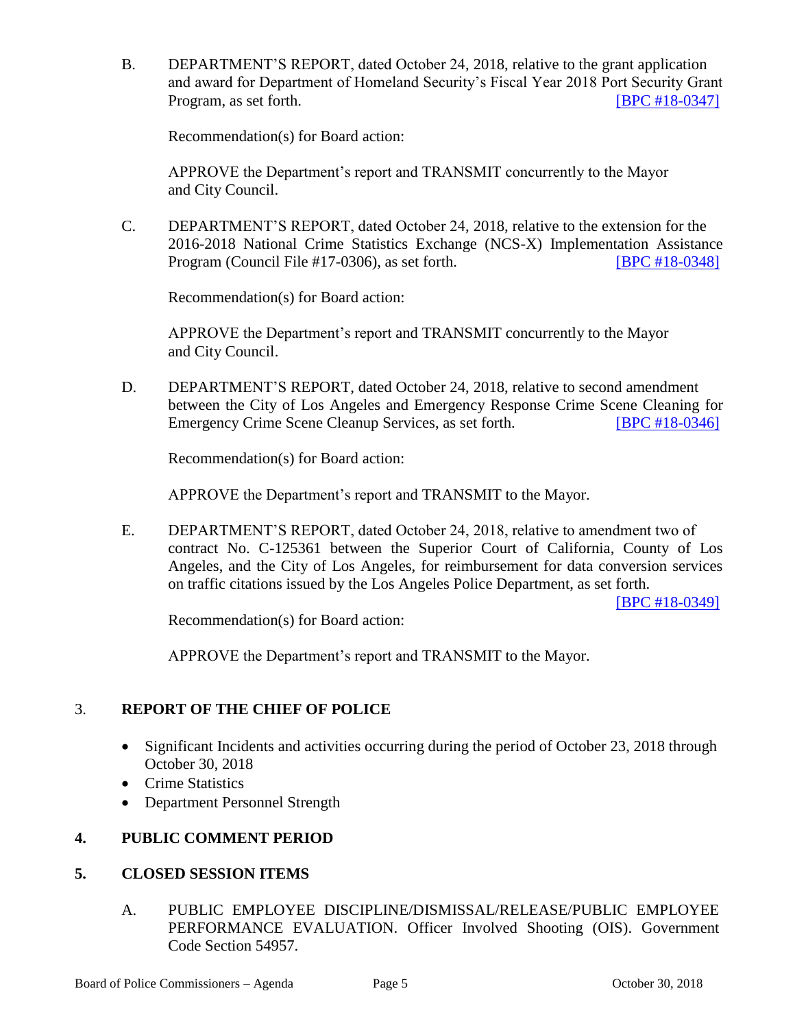B. DEPARTMENT'S REPORT, dated October 24, 2018, relative to the grant application and award for Department of Homeland Security's Fiscal Year 2018 Port Security Grant Program, as set forth. [BPC #18-0347]

Recommendation(s) for Board action:

APPROVE the Department's report and TRANSMIT concurrently to the Mayor and City Council.

C. DEPARTMENT'S REPORT, dated October 24, 2018, relative to the extension for the 2016-2018 National Crime Statistics Exchange (NCS-X) Implementation Assistance Program (Council File #17-0306), as set forth. [BPC #18-0348]

Recommendation(s) for Board action:

APPROVE the Department's report and TRANSMIT concurrently to the Mayor and City Council.

D. DEPARTMENT'S REPORT, dated October 24, 2018, relative to second amendment between the City of Los Angeles and Emergency Response Crime Scene Cleaning for Emergency Crime Scene Cleanup Services, as set forth. [BPC #18-0346]

Recommendation(s) for Board action:

APPROVE the Department's report and TRANSMIT to the Mayor.

E. DEPARTMENT'S REPORT, dated October 24, 2018, relative to amendment two of contract No. C-125361 between the Superior Court of California, County of Los Angeles, and the City of Los Angeles, for reimbursement for data conversion services on traffic citations issued by the Los Angeles Police Department, as set forth. [BPC #18-0349]

Recommendation(s) for Board action:

APPROVE the Department's report and TRANSMIT to the Mayor.

3. **REPORT OF THE CHIEF OF POLICE**

- Significant Incidents and activities occurring during the period of October 23, 2018 through October 30, 2018
- Crime Statistics
- Department Personnel Strength

**4. PUBLIC COMMENT PERIOD**

**5. CLOSED SESSION ITEMS**

A. PUBLIC EMPLOYEE DISCIPLINE/DISMISSAL/RELEASE/PUBLIC EMPLOYEE PERFORMANCE EVALUATION. Officer Involved Shooting (OIS). Government Code Section 54957.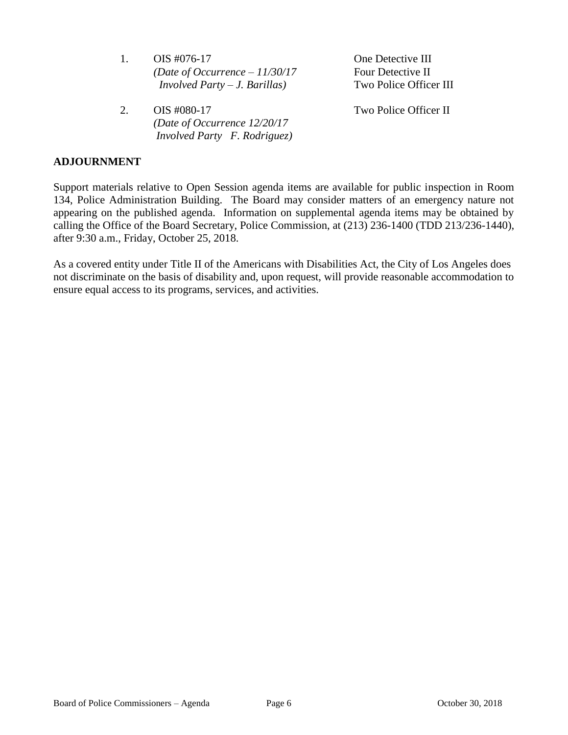1. OIS #076-17 — One Detective III, Four Detective II, Two Police Officer III
   *(Date of Occurrence – 11/30/17*
   *Involved Party – J. Barillas)*

2. OIS #080-17 — Two Police Officer II
   *(Date of Occurrence 12/20/17*
   *Involved Party F. Rodriguez)*

**ADJOURNMENT**

Support materials relative to Open Session agenda items are available for public inspection in Room 134, Police Administration Building. The Board may consider matters of an emergency nature not appearing on the published agenda. Information on supplemental agenda items may be obtained by calling the Office of the Board Secretary, Police Commission, at (213) 236-1400 (TDD 213/236-1440), after 9:30 a.m., Friday, October 25, 2018.

As a covered entity under Title II of the Americans with Disabilities Act, the City of Los Angeles does not discriminate on the basis of disability and, upon request, will provide reasonable accommodation to ensure equal access to its programs, services, and activities.